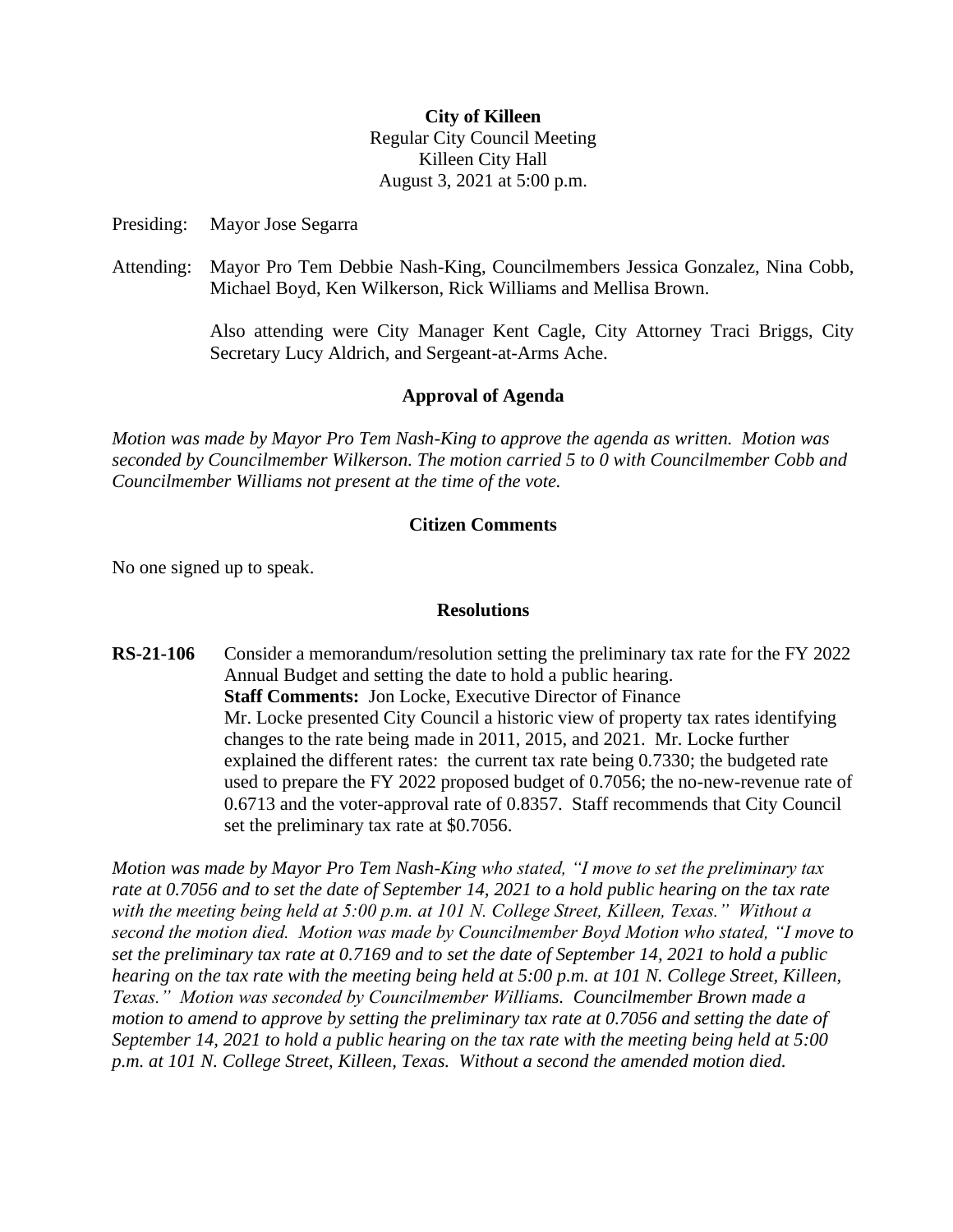**City of Killeen**
Regular City Council Meeting
Killeen City Hall
August 3, 2021 at 5:00 p.m.

Presiding: Mayor Jose Segarra

Attending: Mayor Pro Tem Debbie Nash-King, Councilmembers Jessica Gonzalez, Nina Cobb, Michael Boyd, Ken Wilkerson, Rick Williams and Mellisa Brown.

Also attending were City Manager Kent Cagle, City Attorney Traci Briggs, City Secretary Lucy Aldrich, and Sergeant-at-Arms Ache.

## Approval of Agenda

*Motion was made by Mayor Pro Tem Nash-King to approve the agenda as written. Motion was seconded by Councilmember Wilkerson. The motion carried 5 to 0 with Councilmember Cobb and Councilmember Williams not present at the time of the vote.*

## Citizen Comments

No one signed up to speak.

## Resolutions

**RS-21-106** Consider a memorandum/resolution setting the preliminary tax rate for the FY 2022 Annual Budget and setting the date to hold a public hearing.
**Staff Comments:** Jon Locke, Executive Director of Finance
Mr. Locke presented City Council a historic view of property tax rates identifying changes to the rate being made in 2011, 2015, and 2021. Mr. Locke further explained the different rates: the current tax rate being 0.7330; the budgeted rate used to prepare the FY 2022 proposed budget of 0.7056; the no-new-revenue rate of 0.6713 and the voter-approval rate of 0.8357. Staff recommends that City Council set the preliminary tax rate at $0.7056.

*Motion was made by Mayor Pro Tem Nash-King who stated, "I move to set the preliminary tax rate at 0.7056 and to set the date of September 14, 2021 to a hold public hearing on the tax rate with the meeting being held at 5:00 p.m. at 101 N. College Street, Killeen, Texas." Without a second the motion died. Motion was made by Councilmember Boyd Motion who stated, "I move to set the preliminary tax rate at 0.7169 and to set the date of September 14, 2021 to hold a public hearing on the tax rate with the meeting being held at 5:00 p.m. at 101 N. College Street, Killeen, Texas." Motion was seconded by Councilmember Williams. Councilmember Brown made a motion to amend to approve by setting the preliminary tax rate at 0.7056 and setting the date of September 14, 2021 to hold a public hearing on the tax rate with the meeting being held at 5:00 p.m. at 101 N. College Street, Killeen, Texas. Without a second the amended motion died.*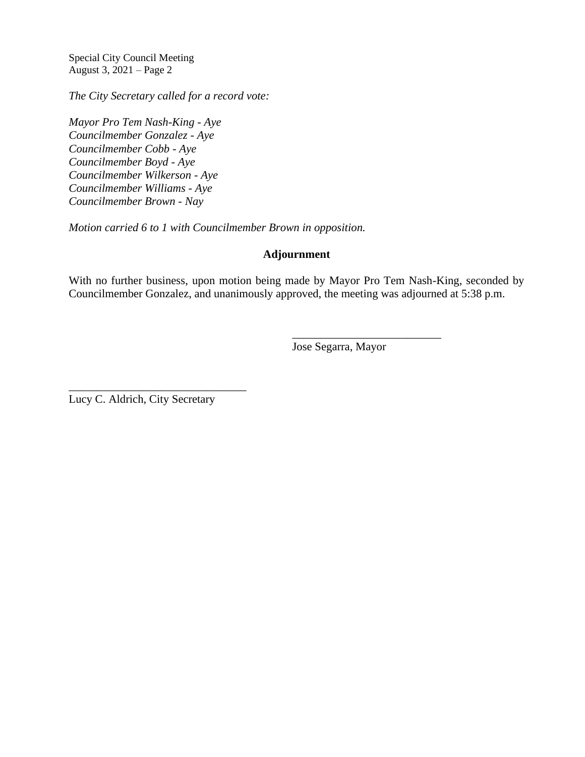*The City Secretary called for a record vote:*

*Mayor Pro Tem Nash-King - Aye*
*Councilmember Gonzalez - Aye*
*Councilmember Cobb - Aye*
*Councilmember Boyd - Aye*
*Councilmember Wilkerson - Aye*
*Councilmember Williams - Aye*
*Councilmember Brown - Nay*

*Motion carried 6 to 1 with Councilmember Brown in opposition.*

## Adjournment

With no further business, upon motion being made by Mayor Pro Tem Nash-King, seconded by Councilmember Gonzalez, and unanimously approved, the meeting was adjourned at 5:38 p.m.

___________________________
Jose Segarra, Mayor

________________________________
Lucy C. Aldrich, City Secretary